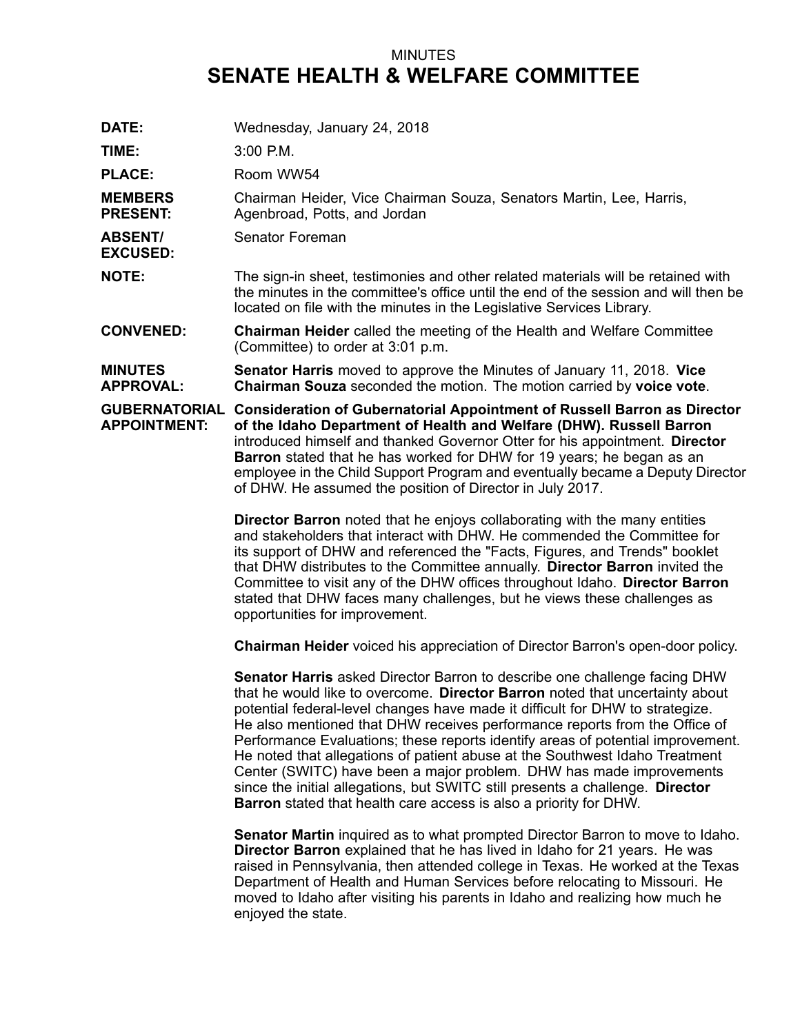MINUTES

# SENATE HEALTH & WELFARE COMMITTEE

**DATE:** Wednesday, January 24, 2018

**TIME:** 3:00 P.M.

**PLACE:** Room WW54

**MEMBERS PRESENT:** Chairman Heider, Vice Chairman Souza, Senators Martin, Lee, Harris, Agenbroad, Potts, and Jordan

**ABSENT/ EXCUSED:** Senator Foreman

**NOTE:** The sign-in sheet, testimonies and other related materials will be retained with the minutes in the committee's office until the end of the session and will then be located on file with the minutes in the Legislative Services Library.

**CONVENED:** **Chairman Heider** called the meeting of the Health and Welfare Committee (Committee) to order at 3:01 p.m.

**MINUTES APPROVAL:** **Senator Harris** moved to approve the Minutes of January 11, 2018. **Vice Chairman Souza** seconded the motion. The motion carried by **voice vote**.

**GUBERNATORIAL APPOINTMENT:** **Consideration of Gubernatorial Appointment of Russell Barron as Director of the Idaho Department of Health and Welfare (DHW). Russell Barron** introduced himself and thanked Governor Otter for his appointment. **Director Barron** stated that he has worked for DHW for 19 years; he began as an employee in the Child Support Program and eventually became a Deputy Director of DHW. He assumed the position of Director in July 2017.

**Director Barron** noted that he enjoys collaborating with the many entities and stakeholders that interact with DHW. He commended the Committee for its support of DHW and referenced the "Facts, Figures, and Trends" booklet that DHW distributes to the Committee annually. **Director Barron** invited the Committee to visit any of the DHW offices throughout Idaho. **Director Barron** stated that DHW faces many challenges, but he views these challenges as opportunities for improvement.

**Chairman Heider** voiced his appreciation of Director Barron's open-door policy.

**Senator Harris** asked Director Barron to describe one challenge facing DHW that he would like to overcome. **Director Barron** noted that uncertainty about potential federal-level changes have made it difficult for DHW to strategize. He also mentioned that DHW receives performance reports from the Office of Performance Evaluations; these reports identify areas of potential improvement. He noted that allegations of patient abuse at the Southwest Idaho Treatment Center (SWITC) have been a major problem. DHW has made improvements since the initial allegations, but SWITC still presents a challenge. **Director Barron** stated that health care access is also a priority for DHW.

**Senator Martin** inquired as to what prompted Director Barron to move to Idaho. **Director Barron** explained that he has lived in Idaho for 21 years. He was raised in Pennsylvania, then attended college in Texas. He worked at the Texas Department of Health and Human Services before relocating to Missouri. He moved to Idaho after visiting his parents in Idaho and realizing how much he enjoyed the state.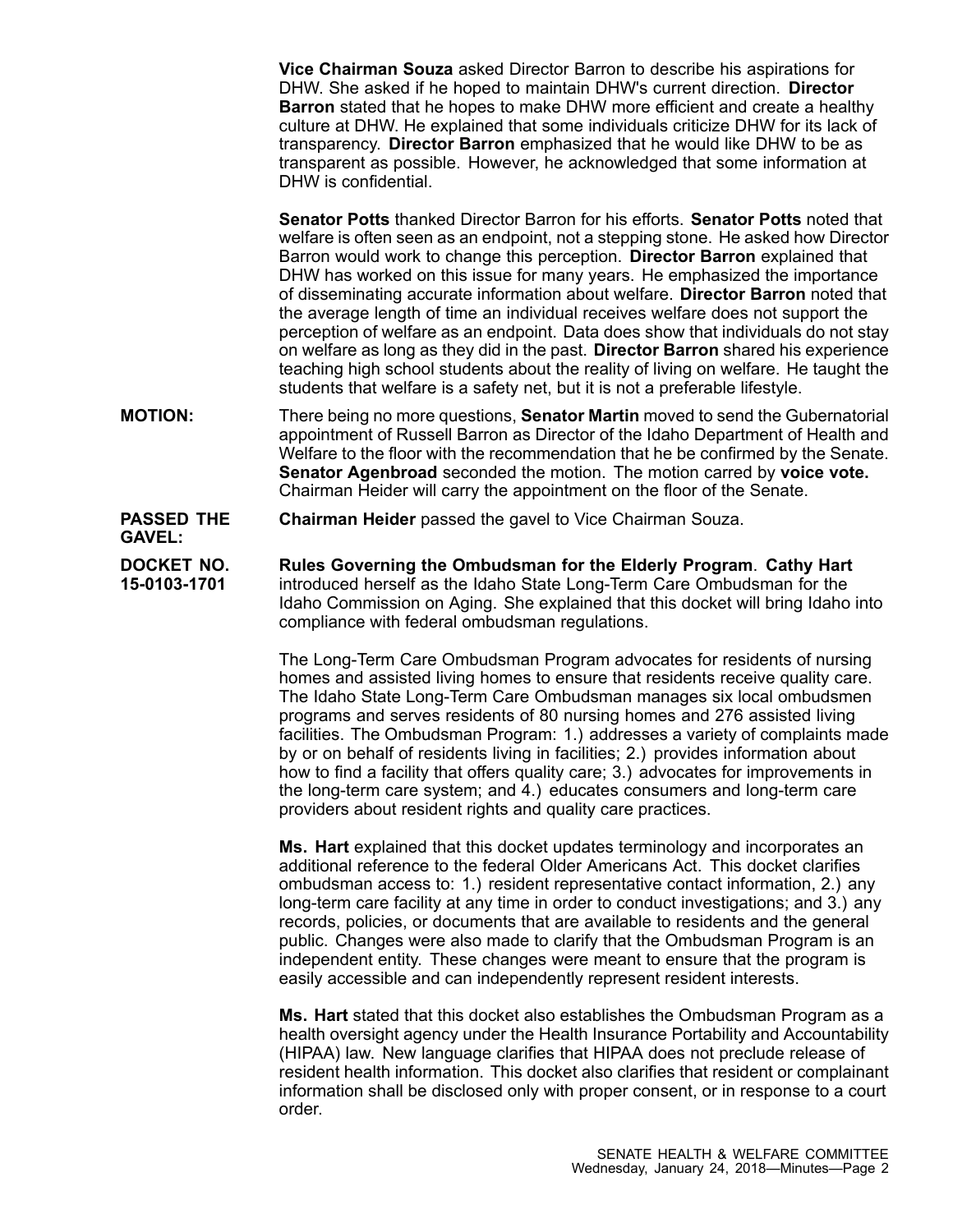**Vice Chairman Souza** asked Director Barron to describe his aspirations for DHW. She asked if he hoped to maintain DHW's current direction. **Director Barron** stated that he hopes to make DHW more efficient and create a healthy culture at DHW. He explained that some individuals criticize DHW for its lack of transparency. **Director Barron** emphasized that he would like DHW to be as transparent as possible. However, he acknowledged that some information at DHW is confidential.

**Senator Potts** thanked Director Barron for his efforts. **Senator Potts** noted that welfare is often seen as an endpoint, not a stepping stone. He asked how Director Barron would work to change this perception. **Director Barron** explained that DHW has worked on this issue for many years. He emphasized the importance of disseminating accurate information about welfare. **Director Barron** noted that the average length of time an individual receives welfare does not support the perception of welfare as an endpoint. Data does show that individuals do not stay on welfare as long as they did in the past. **Director Barron** shared his experience teaching high school students about the reality of living on welfare. He taught the students that welfare is a safety net, but it is not a preferable lifestyle.

**MOTION:** There being no more questions, **Senator Martin** moved to send the Gubernatorial appointment of Russell Barron as Director of the Idaho Department of Health and Welfare to the floor with the recommendation that he be confirmed by the Senate. **Senator Agenbroad** seconded the motion. The motion carred by **voice vote.** Chairman Heider will carry the appointment on the floor of the Senate.

**PASSED THE GAVEL:** **Chairman Heider** passed the gavel to Vice Chairman Souza.

**DOCKET NO. 15-0103-1701** **Rules Governing the Ombudsman for the Elderly Program**. **Cathy Hart** introduced herself as the Idaho State Long-Term Care Ombudsman for the Idaho Commission on Aging. She explained that this docket will bring Idaho into compliance with federal ombudsman regulations.

The Long-Term Care Ombudsman Program advocates for residents of nursing homes and assisted living homes to ensure that residents receive quality care. The Idaho State Long-Term Care Ombudsman manages six local ombudsmen programs and serves residents of 80 nursing homes and 276 assisted living facilities. The Ombudsman Program: 1.) addresses a variety of complaints made by or on behalf of residents living in facilities; 2.) provides information about how to find a facility that offers quality care; 3.) advocates for improvements in the long-term care system; and 4.) educates consumers and long-term care providers about resident rights and quality care practices.

**Ms. Hart** explained that this docket updates terminology and incorporates an additional reference to the federal Older Americans Act. This docket clarifies ombudsman access to: 1.) resident representative contact information, 2.) any long-term care facility at any time in order to conduct investigations; and 3.) any records, policies, or documents that are available to residents and the general public. Changes were also made to clarify that the Ombudsman Program is an independent entity. These changes were meant to ensure that the program is easily accessible and can independently represent resident interests.

**Ms. Hart** stated that this docket also establishes the Ombudsman Program as a health oversight agency under the Health Insurance Portability and Accountability (HIPAA) law. New language clarifies that HIPAA does not preclude release of resident health information. This docket also clarifies that resident or complainant information shall be disclosed only with proper consent, or in response to a court order.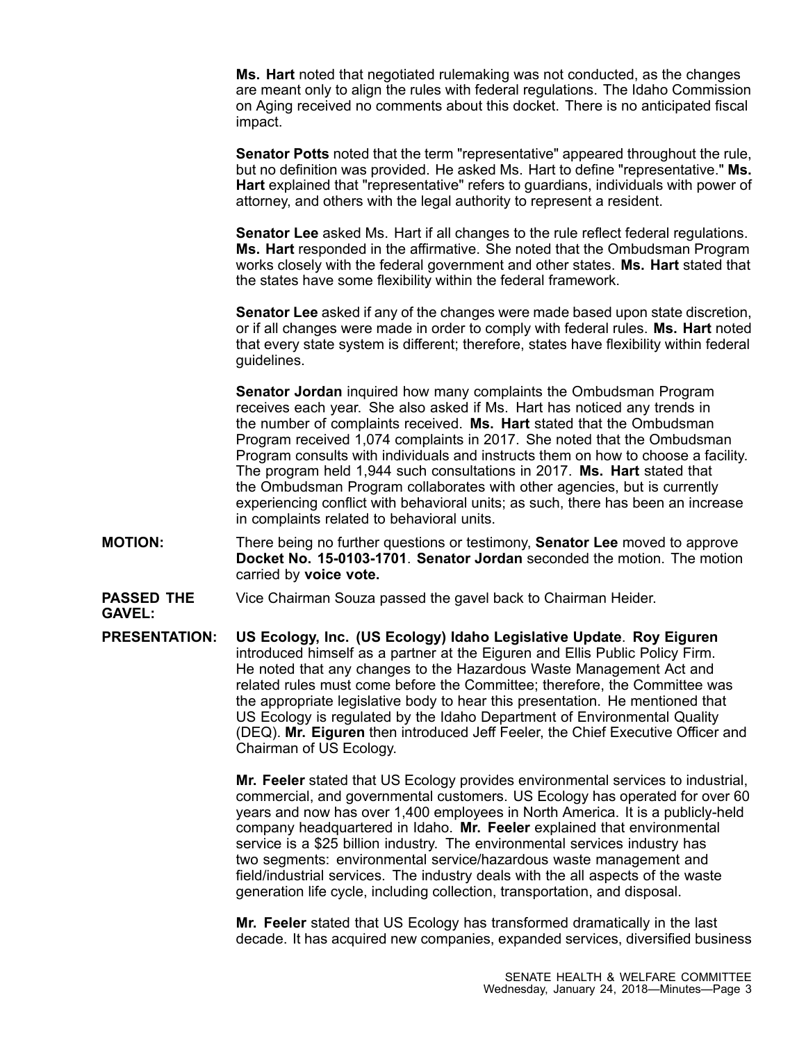**Ms. Hart** noted that negotiated rulemaking was not conducted, as the changes are meant only to align the rules with federal regulations. The Idaho Commission on Aging received no comments about this docket. There is no anticipated fiscal impact.

**Senator Potts** noted that the term "representative" appeared throughout the rule, but no definition was provided. He asked Ms. Hart to define "representative." **Ms. Hart** explained that "representative" refers to guardians, individuals with power of attorney, and others with the legal authority to represent a resident.

**Senator Lee** asked Ms. Hart if all changes to the rule reflect federal regulations. **Ms. Hart** responded in the affirmative. She noted that the Ombudsman Program works closely with the federal government and other states. **Ms. Hart** stated that the states have some flexibility within the federal framework.

**Senator Lee** asked if any of the changes were made based upon state discretion, or if all changes were made in order to comply with federal rules. **Ms. Hart** noted that every state system is different; therefore, states have flexibility within federal guidelines.

**Senator Jordan** inquired how many complaints the Ombudsman Program receives each year. She also asked if Ms. Hart has noticed any trends in the number of complaints received. **Ms. Hart** stated that the Ombudsman Program received 1,074 complaints in 2017. She noted that the Ombudsman Program consults with individuals and instructs them on how to choose a facility. The program held 1,944 such consultations in 2017. **Ms. Hart** stated that the Ombudsman Program collaborates with other agencies, but is currently experiencing conflict with behavioral units; as such, there has been an increase in complaints related to behavioral units.

**MOTION:** There being no further questions or testimony, **Senator Lee** moved to approve **Docket No. 15-0103-1701**. **Senator Jordan** seconded the motion. The motion carried by **voice vote.**

**PASSED THE GAVEL:** Vice Chairman Souza passed the gavel back to Chairman Heider.

**PRESENTATION:** **US Ecology, Inc. (US Ecology) Idaho Legislative Update**. **Roy Eiguren** introduced himself as a partner at the Eiguren and Ellis Public Policy Firm. He noted that any changes to the Hazardous Waste Management Act and related rules must come before the Committee; therefore, the Committee was the appropriate legislative body to hear this presentation. He mentioned that US Ecology is regulated by the Idaho Department of Environmental Quality (DEQ). **Mr. Eiguren** then introduced Jeff Feeler, the Chief Executive Officer and Chairman of US Ecology.

**Mr. Feeler** stated that US Ecology provides environmental services to industrial, commercial, and governmental customers. US Ecology has operated for over 60 years and now has over 1,400 employees in North America. It is a publicly-held company headquartered in Idaho. **Mr. Feeler** explained that environmental service is a $25 billion industry. The environmental services industry has two segments: environmental service/hazardous waste management and field/industrial services. The industry deals with the all aspects of the waste generation life cycle, including collection, transportation, and disposal.

**Mr. Feeler** stated that US Ecology has transformed dramatically in the last decade. It has acquired new companies, expanded services, diversified business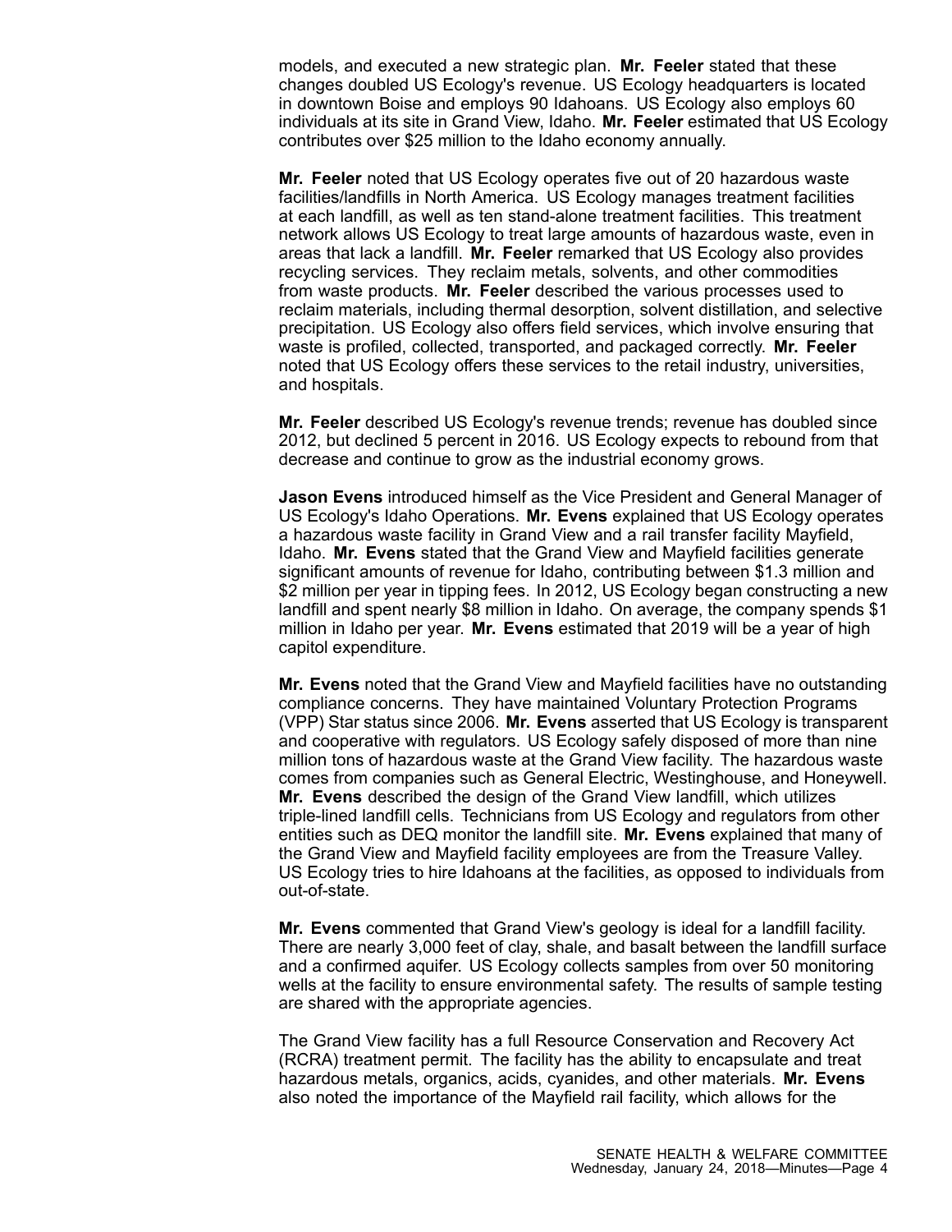models, and executed a new strategic plan. **Mr. Feeler** stated that these changes doubled US Ecology's revenue. US Ecology headquarters is located in downtown Boise and employs 90 Idahoans. US Ecology also employs 60 individuals at its site in Grand View, Idaho. **Mr. Feeler** estimated that US Ecology contributes over $25 million to the Idaho economy annually.

**Mr. Feeler** noted that US Ecology operates five out of 20 hazardous waste facilities/landfills in North America. US Ecology manages treatment facilities at each landfill, as well as ten stand-alone treatment facilities. This treatment network allows US Ecology to treat large amounts of hazardous waste, even in areas that lack a landfill. **Mr. Feeler** remarked that US Ecology also provides recycling services. They reclaim metals, solvents, and other commodities from waste products. **Mr. Feeler** described the various processes used to reclaim materials, including thermal desorption, solvent distillation, and selective precipitation. US Ecology also offers field services, which involve ensuring that waste is profiled, collected, transported, and packaged correctly. **Mr. Feeler** noted that US Ecology offers these services to the retail industry, universities, and hospitals.

**Mr. Feeler** described US Ecology's revenue trends; revenue has doubled since 2012, but declined 5 percent in 2016. US Ecology expects to rebound from that decrease and continue to grow as the industrial economy grows.

**Jason Evens** introduced himself as the Vice President and General Manager of US Ecology's Idaho Operations. **Mr. Evens** explained that US Ecology operates a hazardous waste facility in Grand View and a rail transfer facility Mayfield, Idaho. **Mr. Evens** stated that the Grand View and Mayfield facilities generate significant amounts of revenue for Idaho, contributing between $1.3 million and $2 million per year in tipping fees. In 2012, US Ecology began constructing a new landfill and spent nearly $8 million in Idaho. On average, the company spends $1 million in Idaho per year. **Mr. Evens** estimated that 2019 will be a year of high capitol expenditure.

**Mr. Evens** noted that the Grand View and Mayfield facilities have no outstanding compliance concerns. They have maintained Voluntary Protection Programs (VPP) Star status since 2006. **Mr. Evens** asserted that US Ecology is transparent and cooperative with regulators. US Ecology safely disposed of more than nine million tons of hazardous waste at the Grand View facility. The hazardous waste comes from companies such as General Electric, Westinghouse, and Honeywell. **Mr. Evens** described the design of the Grand View landfill, which utilizes triple-lined landfill cells. Technicians from US Ecology and regulators from other entities such as DEQ monitor the landfill site. **Mr. Evens** explained that many of the Grand View and Mayfield facility employees are from the Treasure Valley. US Ecology tries to hire Idahoans at the facilities, as opposed to individuals from out-of-state.

**Mr. Evens** commented that Grand View's geology is ideal for a landfill facility. There are nearly 3,000 feet of clay, shale, and basalt between the landfill surface and a confirmed aquifer. US Ecology collects samples from over 50 monitoring wells at the facility to ensure environmental safety. The results of sample testing are shared with the appropriate agencies.

The Grand View facility has a full Resource Conservation and Recovery Act (RCRA) treatment permit. The facility has the ability to encapsulate and treat hazardous metals, organics, acids, cyanides, and other materials. **Mr. Evens** also noted the importance of the Mayfield rail facility, which allows for the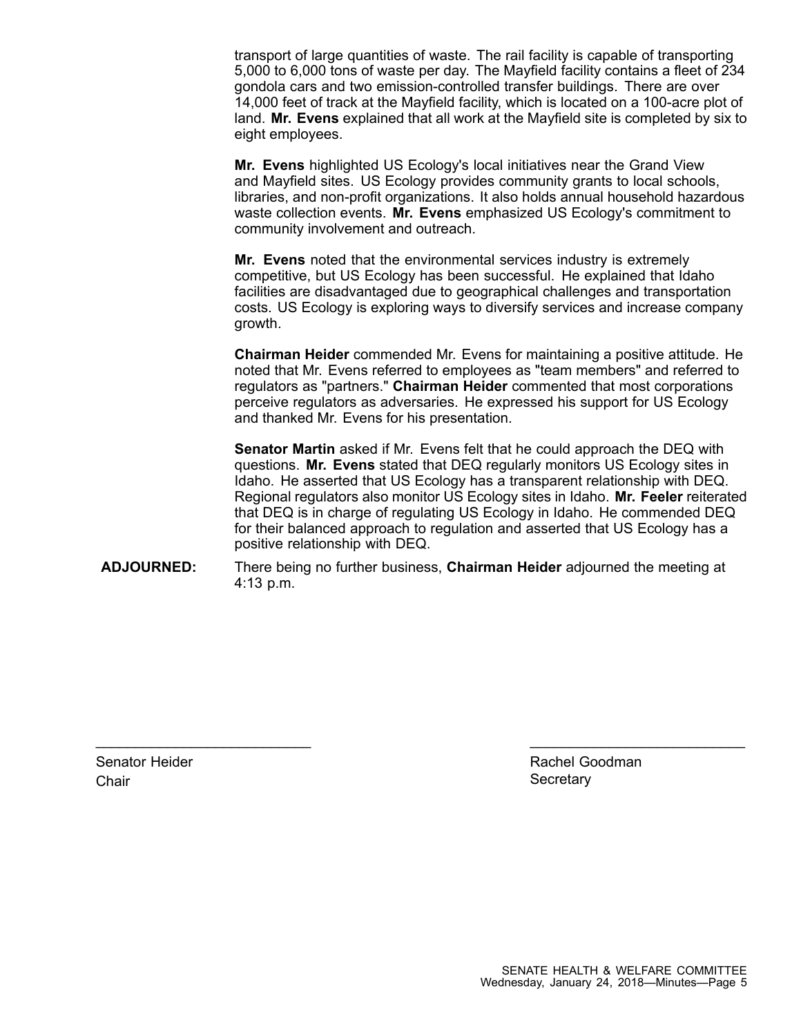transport of large quantities of waste. The rail facility is capable of transporting 5,000 to 6,000 tons of waste per day. The Mayfield facility contains a fleet of 234 gondola cars and two emission-controlled transfer buildings. There are over 14,000 feet of track at the Mayfield facility, which is located on a 100-acre plot of land. **Mr. Evens** explained that all work at the Mayfield site is completed by six to eight employees.

**Mr. Evens** highlighted US Ecology's local initiatives near the Grand View and Mayfield sites. US Ecology provides community grants to local schools, libraries, and non-profit organizations. It also holds annual household hazardous waste collection events. **Mr. Evens** emphasized US Ecology's commitment to community involvement and outreach.

**Mr. Evens** noted that the environmental services industry is extremely competitive, but US Ecology has been successful. He explained that Idaho facilities are disadvantaged due to geographical challenges and transportation costs. US Ecology is exploring ways to diversify services and increase company growth.

**Chairman Heider** commended Mr. Evens for maintaining a positive attitude. He noted that Mr. Evens referred to employees as "team members" and referred to regulators as "partners." **Chairman Heider** commented that most corporations perceive regulators as adversaries. He expressed his support for US Ecology and thanked Mr. Evens for his presentation.

**Senator Martin** asked if Mr. Evens felt that he could approach the DEQ with questions. **Mr. Evens** stated that DEQ regularly monitors US Ecology sites in Idaho. He asserted that US Ecology has a transparent relationship with DEQ. Regional regulators also monitor US Ecology sites in Idaho. **Mr. Feeler** reiterated that DEQ is in charge of regulating US Ecology in Idaho. He commended DEQ for their balanced approach to regulation and asserted that US Ecology has a positive relationship with DEQ.

**ADJOURNED:** There being no further business, **Chairman Heider** adjourned the meeting at 4:13 p.m.

___________________________

Senator Heider
Chair

___________________________

Rachel Goodman
Secretary